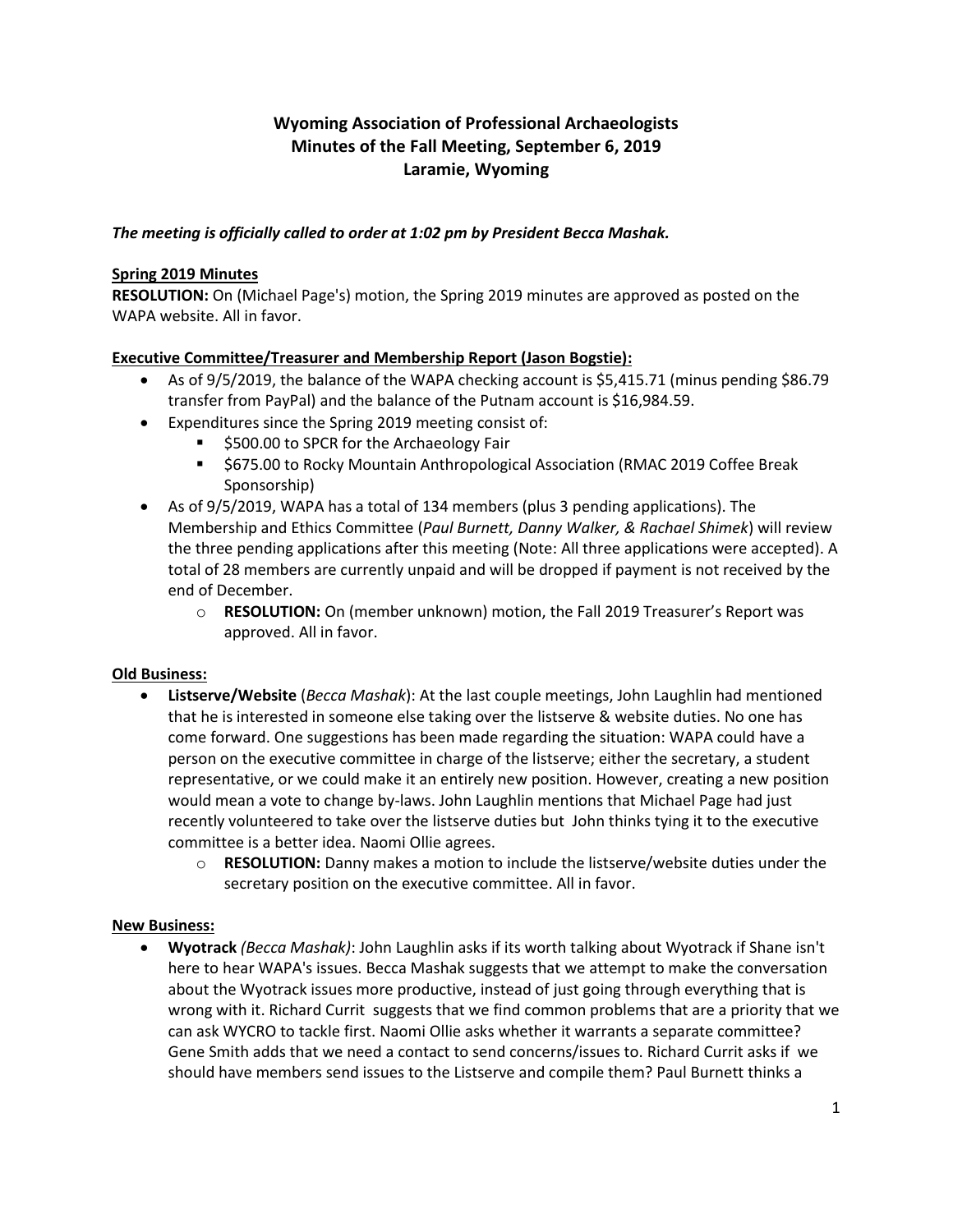# Wyoming Association of Professional Archaeologists
## Minutes of the Fall Meeting, September 6, 2019
## Laramie, Wyoming

***The meeting is officially called to order at 1:02 pm by President Becca Mashak.***

**Spring 2019 Minutes**

**RESOLUTION:** On (Michael Page's) motion, the Spring 2019 minutes are approved as posted on the WAPA website. All in favor.

**Executive Committee/Treasurer and Membership Report (Jason Bogstie):**

- As of 9/5/2019, the balance of the WAPA checking account is $5,415.71 (minus pending $86.79 transfer from PayPal) and the balance of the Putnam account is $16,984.59.
- Expenditures since the Spring 2019 meeting consist of:
  - $500.00 to SPCR for the Archaeology Fair
  - $675.00 to Rocky Mountain Anthropological Association (RMAC 2019 Coffee Break Sponsorship)
- As of 9/5/2019, WAPA has a total of 134 members (plus 3 pending applications). The Membership and Ethics Committee (*Paul Burnett, Danny Walker, & Rachael Shimek*) will review the three pending applications after this meeting (Note: All three applications were accepted). A total of 28 members are currently unpaid and will be dropped if payment is not received by the end of December.
  - **RESOLUTION:** On (member unknown) motion, the Fall 2019 Treasurer's Report was approved. All in favor.

**Old Business:**

- **Listserve/Website** (*Becca Mashak*): At the last couple meetings, John Laughlin had mentioned that he is interested in someone else taking over the listserve & website duties. No one has come forward. One suggestions has been made regarding the situation: WAPA could have a person on the executive committee in charge of the listserve; either the secretary, a student representative, or we could make it an entirely new position. However, creating a new position would mean a vote to change by-laws. John Laughlin mentions that Michael Page had just recently volunteered to take over the listserve duties but John thinks tying it to the executive committee is a better idea. Naomi Ollie agrees.
  - **RESOLUTION:** Danny makes a motion to include the listserve/website duties under the secretary position on the executive committee. All in favor.

**New Business:**

- **Wyotrack** *(Becca Mashak)*: John Laughlin asks if its worth talking about Wyotrack if Shane isn't here to hear WAPA's issues. Becca Mashak suggests that we attempt to make the conversation about the Wyotrack issues more productive, instead of just going through everything that is wrong with it. Richard Currit suggests that we find common problems that are a priority that we can ask WYCRO to tackle first. Naomi Ollie asks whether it warrants a separate committee? Gene Smith adds that we need a contact to send concerns/issues to. Richard Currit asks if we should have members send issues to the Listserve and compile them? Paul Burnett thinks a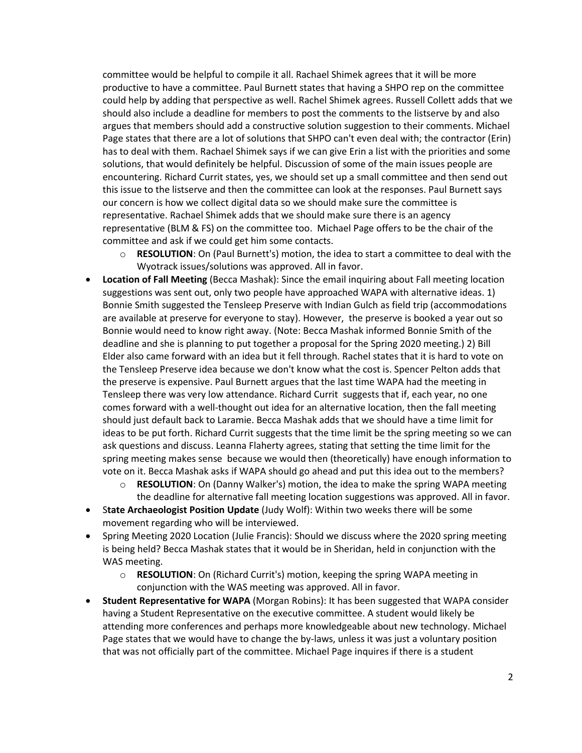committee would be helpful to compile it all. Rachael Shimek agrees that it will be more productive to have a committee. Paul Burnett states that having a SHPO rep on the committee could help by adding that perspective as well. Rachel Shimek agrees. Russell Collett adds that we should also include a deadline for members to post the comments to the listserve by and also argues that members should add a constructive solution suggestion to their comments. Michael Page states that there are a lot of solutions that SHPO can't even deal with; the contractor (Erin) has to deal with them. Rachael Shimek says if we can give Erin a list with the priorities and some solutions, that would definitely be helpful. Discussion of some of the main issues people are encountering. Richard Currit states, yes, we should set up a small committee and then send out this issue to the listserve and then the committee can look at the responses. Paul Burnett says our concern is how we collect digital data so we should make sure the committee is representative. Rachael Shimek adds that we should make sure there is an agency representative (BLM & FS) on the committee too. Michael Page offers to be the chair of the committee and ask if we could get him some contacts.

  - **RESOLUTION**: On (Paul Burnett's) motion, the idea to start a committee to deal with the Wyotrack issues/solutions was approved. All in favor.

- **Location of Fall Meeting** (Becca Mashak): Since the email inquiring about Fall meeting location suggestions was sent out, only two people have approached WAPA with alternative ideas. 1) Bonnie Smith suggested the Tensleep Preserve with Indian Gulch as field trip (accommodations are available at preserve for everyone to stay). However, the preserve is booked a year out so Bonnie would need to know right away. (Note: Becca Mashak informed Bonnie Smith of the deadline and she is planning to put together a proposal for the Spring 2020 meeting.) 2) Bill Elder also came forward with an idea but it fell through. Rachel states that it is hard to vote on the Tensleep Preserve idea because we don't know what the cost is. Spencer Pelton adds that the preserve is expensive. Paul Burnett argues that the last time WAPA had the meeting in Tensleep there was very low attendance. Richard Currit suggests that if, each year, no one comes forward with a well-thought out idea for an alternative location, then the fall meeting should just default back to Laramie. Becca Mashak adds that we should have a time limit for ideas to be put forth. Richard Currit suggests that the time limit be the spring meeting so we can ask questions and discuss. Leanna Flaherty agrees, stating that setting the time limit for the spring meeting makes sense because we would then (theoretically) have enough information to vote on it. Becca Mashak asks if WAPA should go ahead and put this idea out to the members?
  - **RESOLUTION**: On (Danny Walker's) motion, the idea to make the spring WAPA meeting the deadline for alternative fall meeting location suggestions was approved. All in favor.
- S**tate Archaeologist Position Update** (Judy Wolf): Within two weeks there will be some movement regarding who will be interviewed.
- Spring Meeting 2020 Location (Julie Francis): Should we discuss where the 2020 spring meeting is being held? Becca Mashak states that it would be in Sheridan, held in conjunction with the WAS meeting.
  - **RESOLUTION**: On (Richard Currit's) motion, keeping the spring WAPA meeting in conjunction with the WAS meeting was approved. All in favor.
- **Student Representative for WAPA** (Morgan Robins): It has been suggested that WAPA consider having a Student Representative on the executive committee. A student would likely be attending more conferences and perhaps more knowledgeable about new technology. Michael Page states that we would have to change the by-laws, unless it was just a voluntary position that was not officially part of the committee. Michael Page inquires if there is a student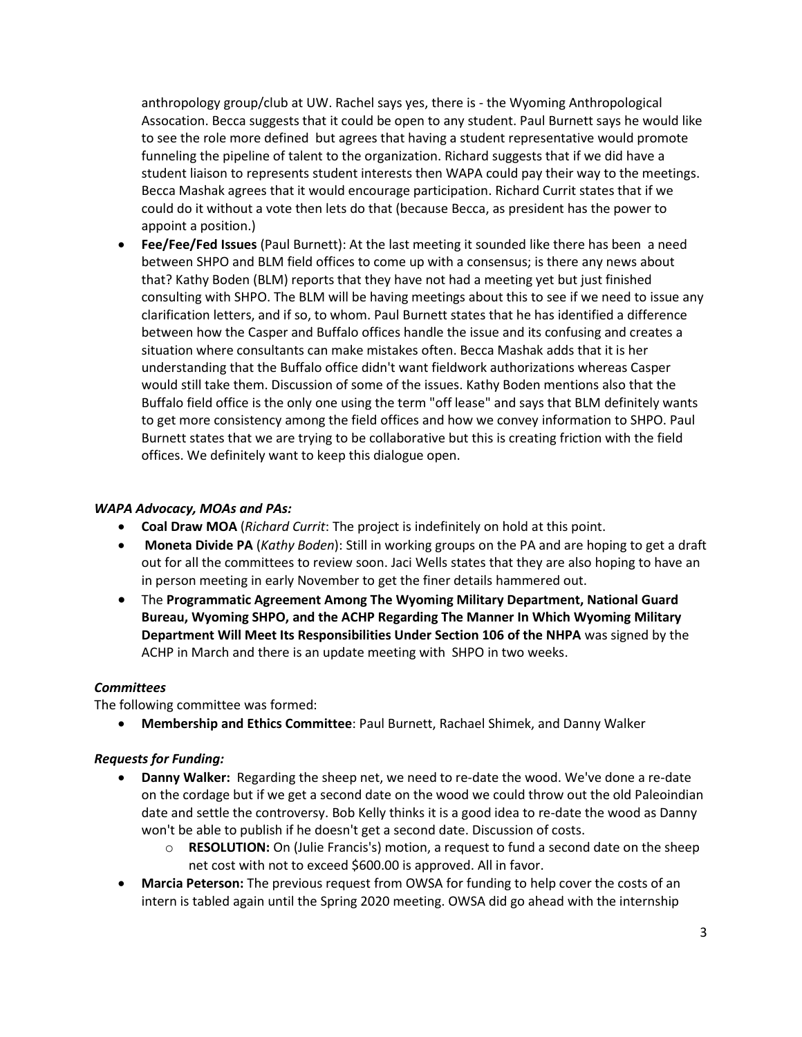anthropology group/club at UW. Rachel says yes, there is - the Wyoming Anthropological Assocation. Becca suggests that it could be open to any student. Paul Burnett says he would like to see the role more defined but agrees that having a student representative would promote funneling the pipeline of talent to the organization. Richard suggests that if we did have a student liaison to represents student interests then WAPA could pay their way to the meetings. Becca Mashak agrees that it would encourage participation. Richard Currit states that if we could do it without a vote then lets do that (because Becca, as president has the power to appoint a position.)

- **Fee/Fee/Fed Issues** (Paul Burnett): At the last meeting it sounded like there has been a need between SHPO and BLM field offices to come up with a consensus; is there any news about that? Kathy Boden (BLM) reports that they have not had a meeting yet but just finished consulting with SHPO. The BLM will be having meetings about this to see if we need to issue any clarification letters, and if so, to whom. Paul Burnett states that he has identified a difference between how the Casper and Buffalo offices handle the issue and its confusing and creates a situation where consultants can make mistakes often. Becca Mashak adds that it is her understanding that the Buffalo office didn't want fieldwork authorizations whereas Casper would still take them. Discussion of some of the issues. Kathy Boden mentions also that the Buffalo field office is the only one using the term "off lease" and says that BLM definitely wants to get more consistency among the field offices and how we convey information to SHPO. Paul Burnett states that we are trying to be collaborative but this is creating friction with the field offices. We definitely want to keep this dialogue open.

### *WAPA Advocacy, MOAs and PAs:*

- **Coal Draw MOA** (*Richard Currit*: The project is indefinitely on hold at this point.
- **Moneta Divide PA** (*Kathy Boden*): Still in working groups on the PA and are hoping to get a draft out for all the committees to review soon. Jaci Wells states that they are also hoping to have an in person meeting in early November to get the finer details hammered out.
- The **Programmatic Agreement Among The Wyoming Military Department, National Guard Bureau, Wyoming SHPO, and the ACHP Regarding The Manner In Which Wyoming Military Department Will Meet Its Responsibilities Under Section 106 of the NHPA** was signed by the ACHP in March and there is an update meeting with SHPO in two weeks.

### *Committees*

The following committee was formed:

- **Membership and Ethics Committee**: Paul Burnett, Rachael Shimek, and Danny Walker

### *Requests for Funding:*

- **Danny Walker:** Regarding the sheep net, we need to re-date the wood. We've done a re-date on the cordage but if we get a second date on the wood we could throw out the old Paleoindian date and settle the controversy. Bob Kelly thinks it is a good idea to re-date the wood as Danny won't be able to publish if he doesn't get a second date. Discussion of costs.
  - **RESOLUTION:** On (Julie Francis's) motion, a request to fund a second date on the sheep net cost with not to exceed $600.00 is approved. All in favor.
- **Marcia Peterson:** The previous request from OWSA for funding to help cover the costs of an intern is tabled again until the Spring 2020 meeting. OWSA did go ahead with the internship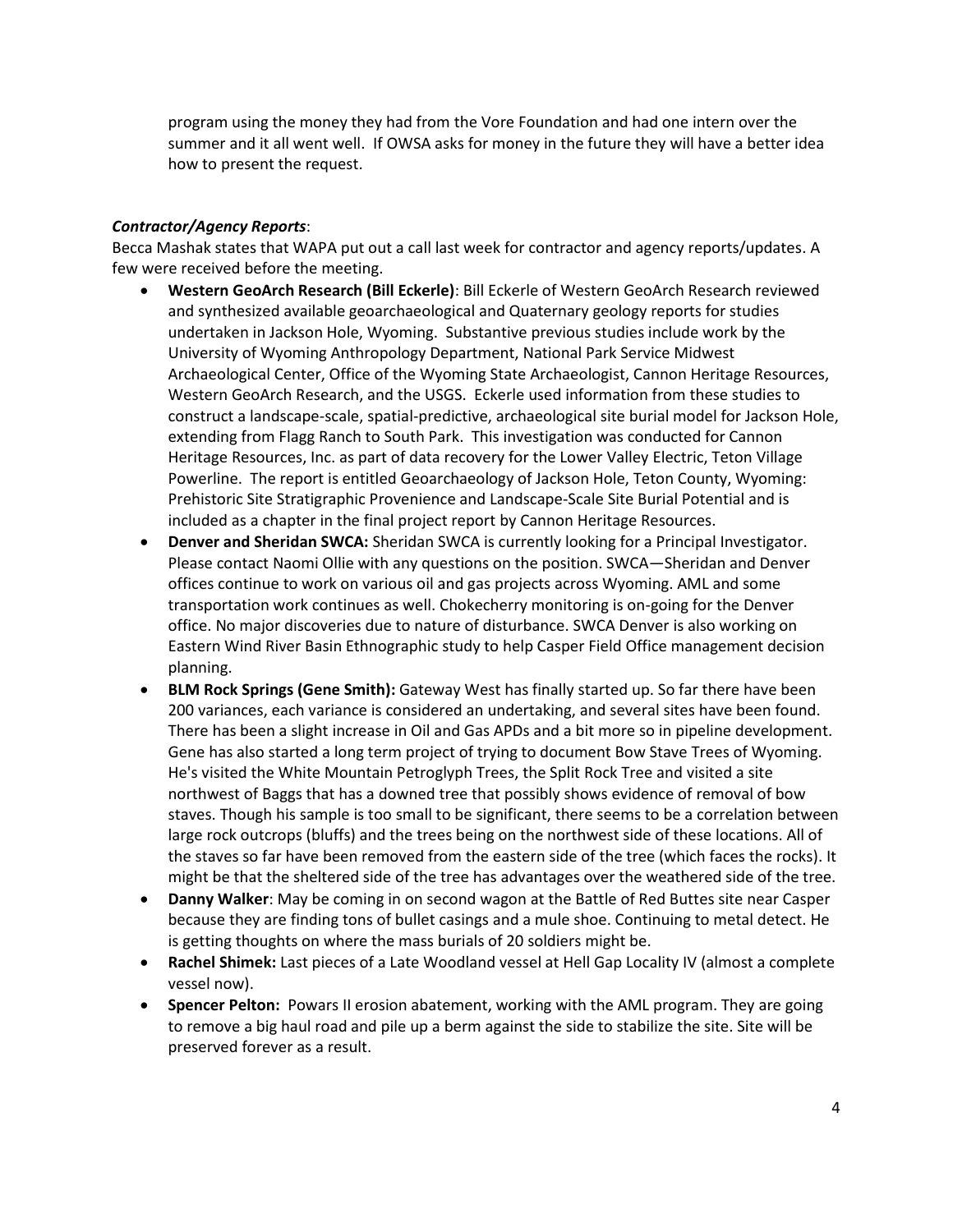program using the money they had from the Vore Foundation and had one intern over the summer and it all went well. If OWSA asks for money in the future they will have a better idea how to present the request.

***Contractor/Agency Reports***:

Becca Mashak states that WAPA put out a call last week for contractor and agency reports/updates. A few were received before the meeting.

- **Western GeoArch Research (Bill Eckerle)**: Bill Eckerle of Western GeoArch Research reviewed and synthesized available geoarchaeological and Quaternary geology reports for studies undertaken in Jackson Hole, Wyoming. Substantive previous studies include work by the University of Wyoming Anthropology Department, National Park Service Midwest Archaeological Center, Office of the Wyoming State Archaeologist, Cannon Heritage Resources, Western GeoArch Research, and the USGS. Eckerle used information from these studies to construct a landscape-scale, spatial-predictive, archaeological site burial model for Jackson Hole, extending from Flagg Ranch to South Park. This investigation was conducted for Cannon Heritage Resources, Inc. as part of data recovery for the Lower Valley Electric, Teton Village Powerline. The report is entitled Geoarchaeology of Jackson Hole, Teton County, Wyoming: Prehistoric Site Stratigraphic Provenience and Landscape-Scale Site Burial Potential and is included as a chapter in the final project report by Cannon Heritage Resources.
- **Denver and Sheridan SWCA:** Sheridan SWCA is currently looking for a Principal Investigator. Please contact Naomi Ollie with any questions on the position. SWCA—Sheridan and Denver offices continue to work on various oil and gas projects across Wyoming. AML and some transportation work continues as well. Chokecherry monitoring is on-going for the Denver office. No major discoveries due to nature of disturbance. SWCA Denver is also working on Eastern Wind River Basin Ethnographic study to help Casper Field Office management decision planning.
- **BLM Rock Springs (Gene Smith):** Gateway West has finally started up. So far there have been 200 variances, each variance is considered an undertaking, and several sites have been found. There has been a slight increase in Oil and Gas APDs and a bit more so in pipeline development. Gene has also started a long term project of trying to document Bow Stave Trees of Wyoming. He's visited the White Mountain Petroglyph Trees, the Split Rock Tree and visited a site northwest of Baggs that has a downed tree that possibly shows evidence of removal of bow staves. Though his sample is too small to be significant, there seems to be a correlation between large rock outcrops (bluffs) and the trees being on the northwest side of these locations. All of the staves so far have been removed from the eastern side of the tree (which faces the rocks). It might be that the sheltered side of the tree has advantages over the weathered side of the tree.
- **Danny Walker**: May be coming in on second wagon at the Battle of Red Buttes site near Casper because they are finding tons of bullet casings and a mule shoe. Continuing to metal detect. He is getting thoughts on where the mass burials of 20 soldiers might be.
- **Rachel Shimek:** Last pieces of a Late Woodland vessel at Hell Gap Locality IV (almost a complete vessel now).
- **Spencer Pelton:** Powars II erosion abatement, working with the AML program. They are going to remove a big haul road and pile up a berm against the side to stabilize the site. Site will be preserved forever as a result.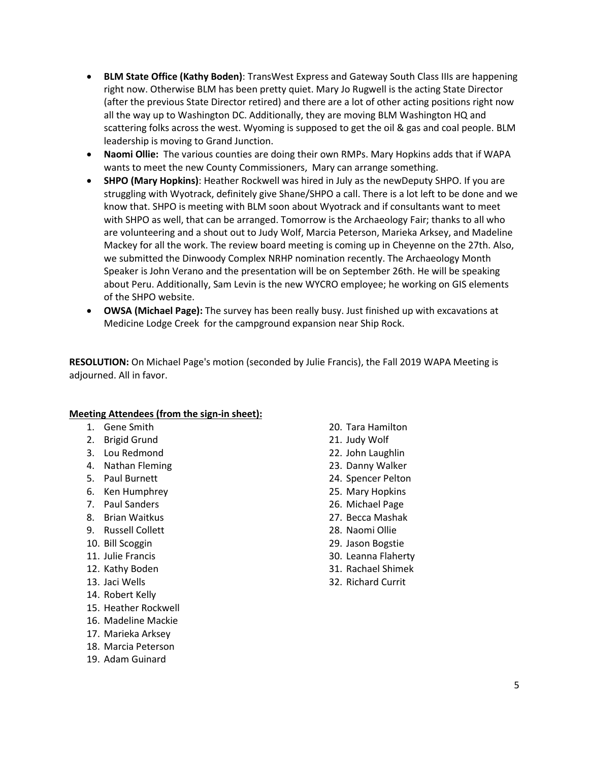- **BLM State Office (Kathy Boden)**: TransWest Express and Gateway South Class IIIs are happening right now. Otherwise BLM has been pretty quiet. Mary Jo Rugwell is the acting State Director (after the previous State Director retired) and there are a lot of other acting positions right now all the way up to Washington DC. Additionally, they are moving BLM Washington HQ and scattering folks across the west. Wyoming is supposed to get the oil & gas and coal people. BLM leadership is moving to Grand Junction.
- **Naomi Ollie:** The various counties are doing their own RMPs. Mary Hopkins adds that if WAPA wants to meet the new County Commissioners, Mary can arrange something.
- **SHPO (Mary Hopkins)**: Heather Rockwell was hired in July as the newDeputy SHPO. If you are struggling with Wyotrack, definitely give Shane/SHPO a call. There is a lot left to be done and we know that. SHPO is meeting with BLM soon about Wyotrack and if consultants want to meet with SHPO as well, that can be arranged. Tomorrow is the Archaeology Fair; thanks to all who are volunteering and a shout out to Judy Wolf, Marcia Peterson, Marieka Arksey, and Madeline Mackey for all the work. The review board meeting is coming up in Cheyenne on the 27th. Also, we submitted the Dinwoody Complex NRHP nomination recently. The Archaeology Month Speaker is John Verano and the presentation will be on September 26th. He will be speaking about Peru. Additionally, Sam Levin is the new WYCRO employee; he working on GIS elements of the SHPO website.
- **OWSA (Michael Page):** The survey has been really busy. Just finished up with excavations at Medicine Lodge Creek for the campground expansion near Ship Rock.

**RESOLUTION:** On Michael Page's motion (seconded by Julie Francis), the Fall 2019 WAPA Meeting is adjourned. All in favor.

**Meeting Attendees (from the sign-in sheet):**

1. Gene Smith
2. Brigid Grund
3. Lou Redmond
4. Nathan Fleming
5. Paul Burnett
6. Ken Humphrey
7. Paul Sanders
8. Brian Waitkus
9. Russell Collett
10. Bill Scoggin
11. Julie Francis
12. Kathy Boden
13. Jaci Wells
14. Robert Kelly
15. Heather Rockwell
16. Madeline Mackie
17. Marieka Arksey
18. Marcia Peterson
19. Adam Guinard
20. Tara Hamilton
21. Judy Wolf
22. John Laughlin
23. Danny Walker
24. Spencer Pelton
25. Mary Hopkins
26. Michael Page
27. Becca Mashak
28. Naomi Ollie
29. Jason Bogstie
30. Leanna Flaherty
31. Rachael Shimek
32. Richard Currit